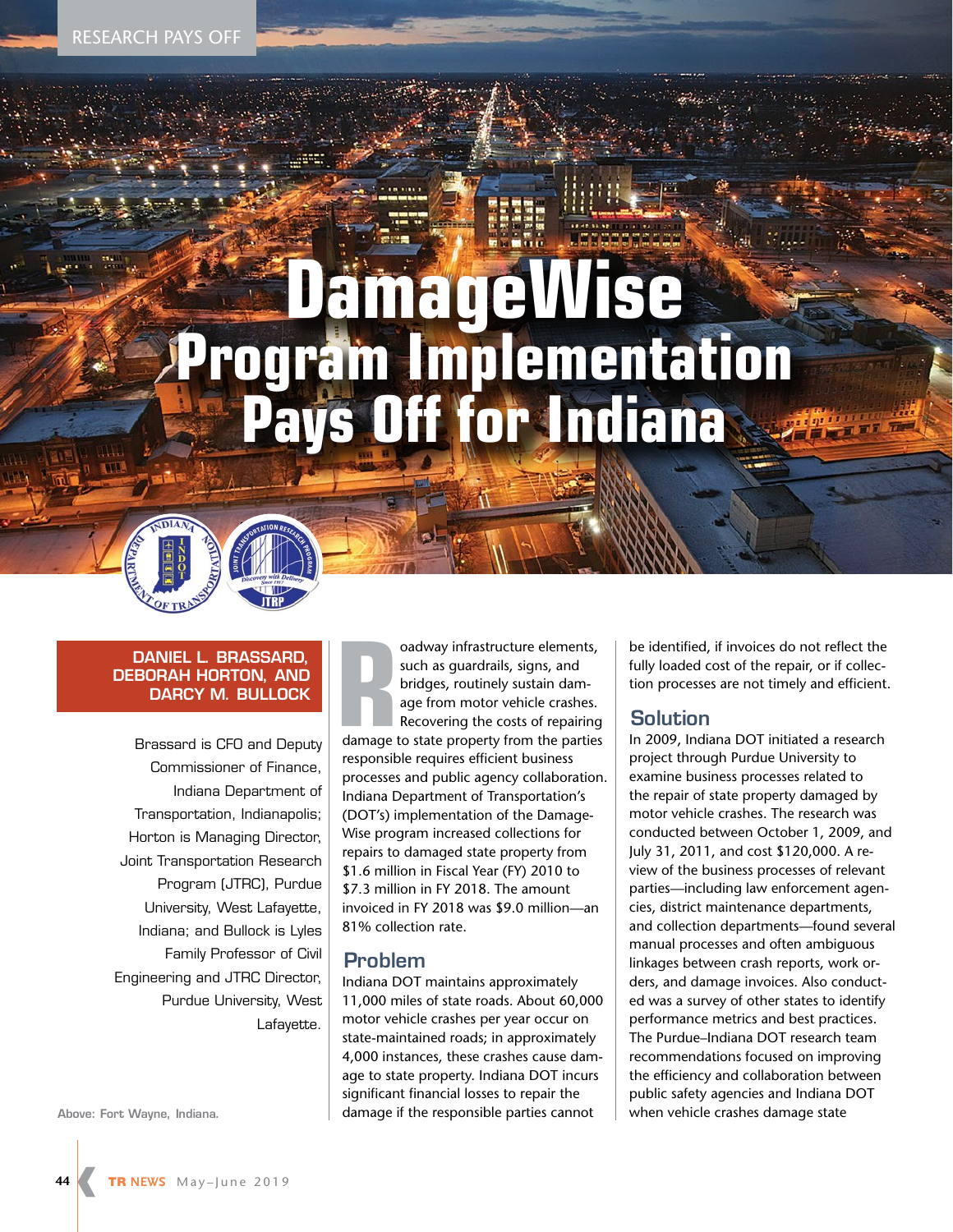RESEARCH PAYS OFF

# DamageWise Program Implementation Pays Off for Indiana

**DANIEL L. BRASSARD, DEBORAH HORTON, AND DARCY M. BULLOCK**

Brassard is CFO and Deputy Commissioner of Finance, Indiana Department of Transportation, Indianapolis; Horton is Managing Director, Joint Transportation Research Program (JTRC), Purdue University, West Lafayette, Indiana; and Bullock is Lyles Family Professor of Civil Engineering and JTRC Director, Purdue University, West Lafayette.

Above: Fort Wayne, Indiana.

Roadway infrastructure elements, such as guardrails, signs, and bridges, routinely sustain damage from motor vehicle crashes. Recovering the costs of repairing damage to state property from the parties responsible requires efficient business processes and public agency collaboration. Indiana Department of Transportation's (DOT's) implementation of the DamageWise program increased collections for repairs to damaged state property from $1.6 million in Fiscal Year (FY) 2010 to $7.3 million in FY 2018. The amount invoiced in FY 2018 was $9.0 million—an 81% collection rate.

## Problem

Indiana DOT maintains approximately 11,000 miles of state roads. About 60,000 motor vehicle crashes per year occur on state-maintained roads; in approximately 4,000 instances, these crashes cause damage to state property. Indiana DOT incurs significant financial losses to repair the damage if the responsible parties cannot be identified, if invoices do not reflect the fully loaded cost of the repair, or if collection processes are not timely and efficient.

## Solution

In 2009, Indiana DOT initiated a research project through Purdue University to examine business processes related to the repair of state property damaged by motor vehicle crashes. The research was conducted between October 1, 2009, and July 31, 2011, and cost $120,000. A review of the business processes of relevant parties—including law enforcement agencies, district maintenance departments, and collection departments—found several manual processes and often ambiguous linkages between crash reports, work orders, and damage invoices. Also conducted was a survey of other states to identify performance metrics and best practices. The Purdue–Indiana DOT research team recommendations focused on improving the efficiency and collaboration between public safety agencies and Indiana DOT when vehicle crashes damage state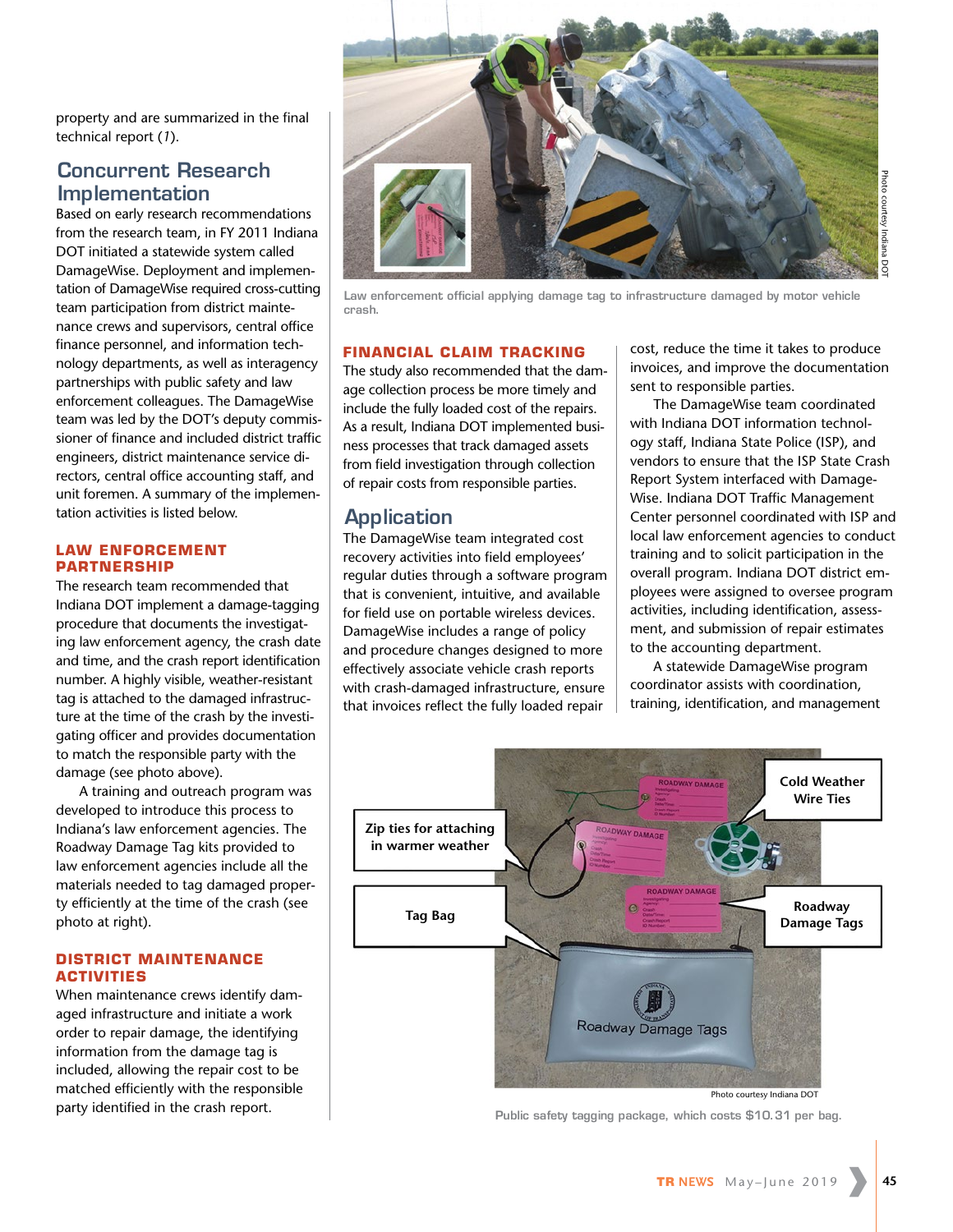property and are summarized in the final technical report (*1*).

## Concurrent Research Implementation

Based on early research recommendations from the research team, in FY 2011 Indiana DOT initiated a statewide system called DamageWise. Deployment and implementation of DamageWise required cross-cutting team participation from district maintenance crews and supervisors, central office finance personnel, and information technology departments, as well as interagency partnerships with public safety and law enforcement colleagues. The DamageWise team was led by the DOT's deputy commissioner of finance and included district traffic engineers, district maintenance service directors, central office accounting staff, and unit foremen. A summary of the implementation activities is listed below.

### LAW ENFORCEMENT PARTNERSHIP

The research team recommended that Indiana DOT implement a damage-tagging procedure that documents the investigating law enforcement agency, the crash date and time, and the crash report identification number. A highly visible, weather-resistant tag is attached to the damaged infrastructure at the time of the crash by the investigating officer and provides documentation to match the responsible party with the damage (see photo above).

A training and outreach program was developed to introduce this process to Indiana's law enforcement agencies. The Roadway Damage Tag kits provided to law enforcement agencies include all the materials needed to tag damaged property efficiently at the time of the crash (see photo at right).

### DISTRICT MAINTENANCE ACTIVITIES

When maintenance crews identify damaged infrastructure and initiate a work order to repair damage, the identifying information from the damage tag is included, allowing the repair cost to be matched efficiently with the responsible party identified in the crash report.

Photo courtesy Indiana DOT

Law enforcement official applying damage tag to infrastructure damaged by motor vehicle crash.

### FINANCIAL CLAIM TRACKING

The study also recommended that the damage collection process be more timely and include the fully loaded cost of the repairs. As a result, Indiana DOT implemented business processes that track damaged assets from field investigation through collection of repair costs from responsible parties.

## Application

The DamageWise team integrated cost recovery activities into field employees' regular duties through a software program that is convenient, intuitive, and available for field use on portable wireless devices. DamageWise includes a range of policy and procedure changes designed to more effectively associate vehicle crash reports with crash-damaged infrastructure, ensure that invoices reflect the fully loaded repair cost, reduce the time it takes to produce invoices, and improve the documentation sent to responsible parties.

The DamageWise team coordinated with Indiana DOT information technology staff, Indiana State Police (ISP), and vendors to ensure that the ISP State Crash Report System interfaced with DamageWise. Indiana DOT Traffic Management Center personnel coordinated with ISP and local law enforcement agencies to conduct training and to solicit participation in the overall program. Indiana DOT district employees were assigned to oversee program activities, including identification, assessment, and submission of repair estimates to the accounting department.

A statewide DamageWise program coordinator assists with coordination, training, identification, and management

Cold Weather Wire Ties

Zip ties for attaching in warmer weather

Tag Bag

Roadway Damage Tags

Photo courtesy Indiana DOT

Public safety tagging package, which costs $10.31 per bag.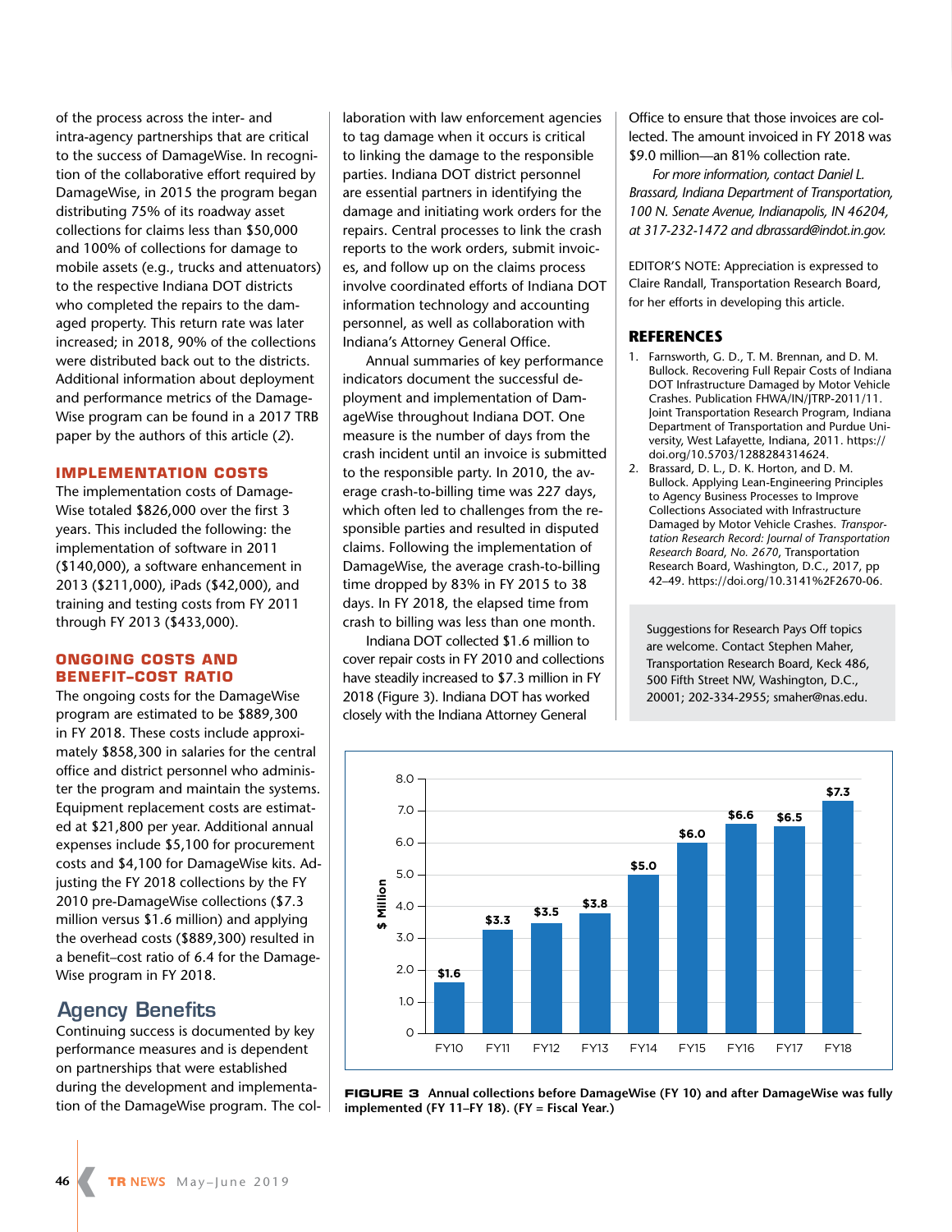of the process across the inter- and intra-agency partnerships that are critical to the success of DamageWise. In recognition of the collaborative effort required by DamageWise, in 2015 the program began distributing 75% of its roadway asset collections for claims less than $50,000 and 100% of collections for damage to mobile assets (e.g., trucks and attenuators) to the respective Indiana DOT districts who completed the repairs to the damaged property. This return rate was later increased; in 2018, 90% of the collections were distributed back out to the districts. Additional information about deployment and performance metrics of the DamageWise program can be found in a 2017 TRB paper by the authors of this article (*2*).

### IMPLEMENTATION COSTS

The implementation costs of DamageWise totaled $826,000 over the first 3 years. This included the following: the implementation of software in 2011 ($140,000), a software enhancement in 2013 ($211,000), iPads ($42,000), and training and testing costs from FY 2011 through FY 2013 ($433,000).

### ONGOING COSTS AND BENEFIT–COST RATIO

The ongoing costs for the DamageWise program are estimated to be $889,300 in FY 2018. These costs include approximately $858,300 in salaries for the central office and district personnel who administer the program and maintain the systems. Equipment replacement costs are estimated at $21,800 per year. Additional annual expenses include $5,100 for procurement costs and $4,100 for DamageWise kits. Adjusting the FY 2018 collections by the FY 2010 pre-DamageWise collections ($7.3 million versus $1.6 million) and applying the overhead costs ($889,300) resulted in a benefit–cost ratio of 6.4 for the DamageWise program in FY 2018.

## Agency Benefits

Continuing success is documented by key performance measures and is dependent on partnerships that were established during the development and implementation of the DamageWise program. The collaboration with law enforcement agencies to tag damage when it occurs is critical to linking the damage to the responsible parties. Indiana DOT district personnel are essential partners in identifying the damage and initiating work orders for the repairs. Central processes to link the crash reports to the work orders, submit invoices, and follow up on the claims process involve coordinated efforts of Indiana DOT information technology and accounting personnel, as well as collaboration with Indiana's Attorney General Office.

Annual summaries of key performance indicators document the successful deployment and implementation of DamageWise throughout Indiana DOT. One measure is the number of days from the crash incident until an invoice is submitted to the responsible party. In 2010, the average crash-to-billing time was 227 days, which often led to challenges from the responsible parties and resulted in disputed claims. Following the implementation of DamageWise, the average crash-to-billing time dropped by 83% in FY 2015 to 38 days. In FY 2018, the elapsed time from crash to billing was less than one month.

Indiana DOT collected $1.6 million to cover repair costs in FY 2010 and collections have steadily increased to $7.3 million in FY 2018 (Figure 3). Indiana DOT has worked closely with the Indiana Attorney General Office to ensure that those invoices are collected. The amount invoiced in FY 2018 was $9.0 million—an 81% collection rate.

*For more information, contact Daniel L. Brassard, Indiana Department of Transportation, 100 N. Senate Avenue, Indianapolis, IN 46204, at 317-232-1472 and dbrassard@indot.in.gov.*

EDITOR'S NOTE: Appreciation is expressed to Claire Randall, Transportation Research Board, for her efforts in developing this article.

### REFERENCES

1. Farnsworth, G. D., T. M. Brennan, and D. M. Bullock. Recovering Full Repair Costs of Indiana DOT Infrastructure Damaged by Motor Vehicle Crashes. Publication FHWA/IN/JTRP-2011/11. Joint Transportation Research Program, Indiana Department of Transportation and Purdue University, West Lafayette, Indiana, 2011. https://doi.org/10.5703/1288284314624.
2. Brassard, D. L., D. K. Horton, and D. M. Bullock. Applying Lean-Engineering Principles to Agency Business Processes to Improve Collections Associated with Infrastructure Damaged by Motor Vehicle Crashes. *Transportation Research Record: Journal of Transportation Research Board, No. 2670*, Transportation Research Board, Washington, D.C., 2017, pp 42–49. https://doi.org/10.3141%2F2670-06.

Suggestions for Research Pays Off topics are welcome. Contact Stephen Maher, Transportation Research Board, Keck 486, 500 Fifth Street NW, Washington, D.C., 20001; 202-334-2955; smaher@nas.edu.

$ Million
8.0
7.0
6.0
5.0
4.0
3.0
2.0
1.0
0
$1.6
$3.3
$3.5
$3.8
$5.0
$6.0
$6.6
$6.5
$7.3
FY10 FY11 FY12 FY13 FY14 FY15 FY16 FY17 FY18

**FIGURE 3** Annual collections before DamageWise (FY 10) and after DamageWise was fully implemented (FY 11–FY 18). (FY = Fiscal Year.)